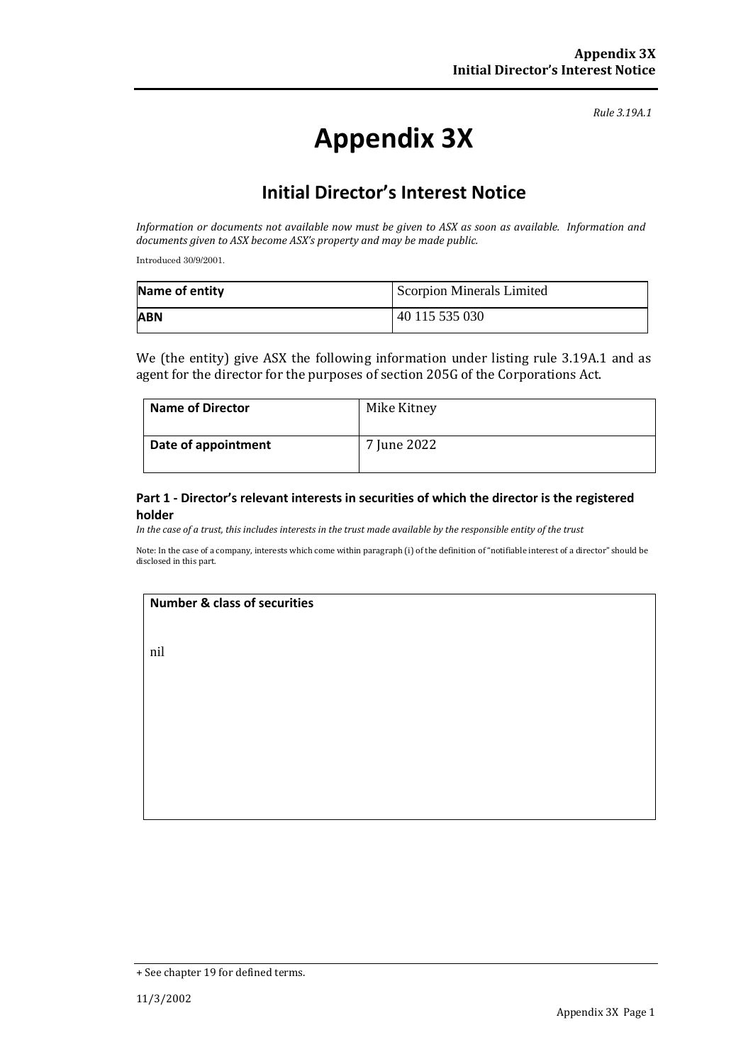*Rule 3.19A.1*

# Appendix 3X

## Initial Director's Interest Notice

*Information or documents not available now must be given to ASX as soon as available. Information and documents given to ASX become ASX's property and may be made public.*

Introduced 30/9/2001.

| **Name of entity** | Scorpion Minerals Limited |
|---|---|
| **ABN** | 40 115 535 030 |

We (the entity) give ASX the following information under listing rule 3.19A.1 and as agent for the director for the purposes of section 205G of the Corporations Act.

| **Name of Director** | Mike Kitney |
|---|---|
| **Date of appointment** | 7 June 2022 |

### Part 1 - Director's relevant interests in securities of which the director is the registered holder

*In the case of a trust, this includes interests in the trust made available by the responsible entity of the trust*

Note: In the case of a company, interests which come within paragraph (i) of the definition of "notifiable interest of a director" should be disclosed in this part.

| **Number & class of securities** |
|---|
| nil |

+ See chapter 19 for defined terms.

11/3/2002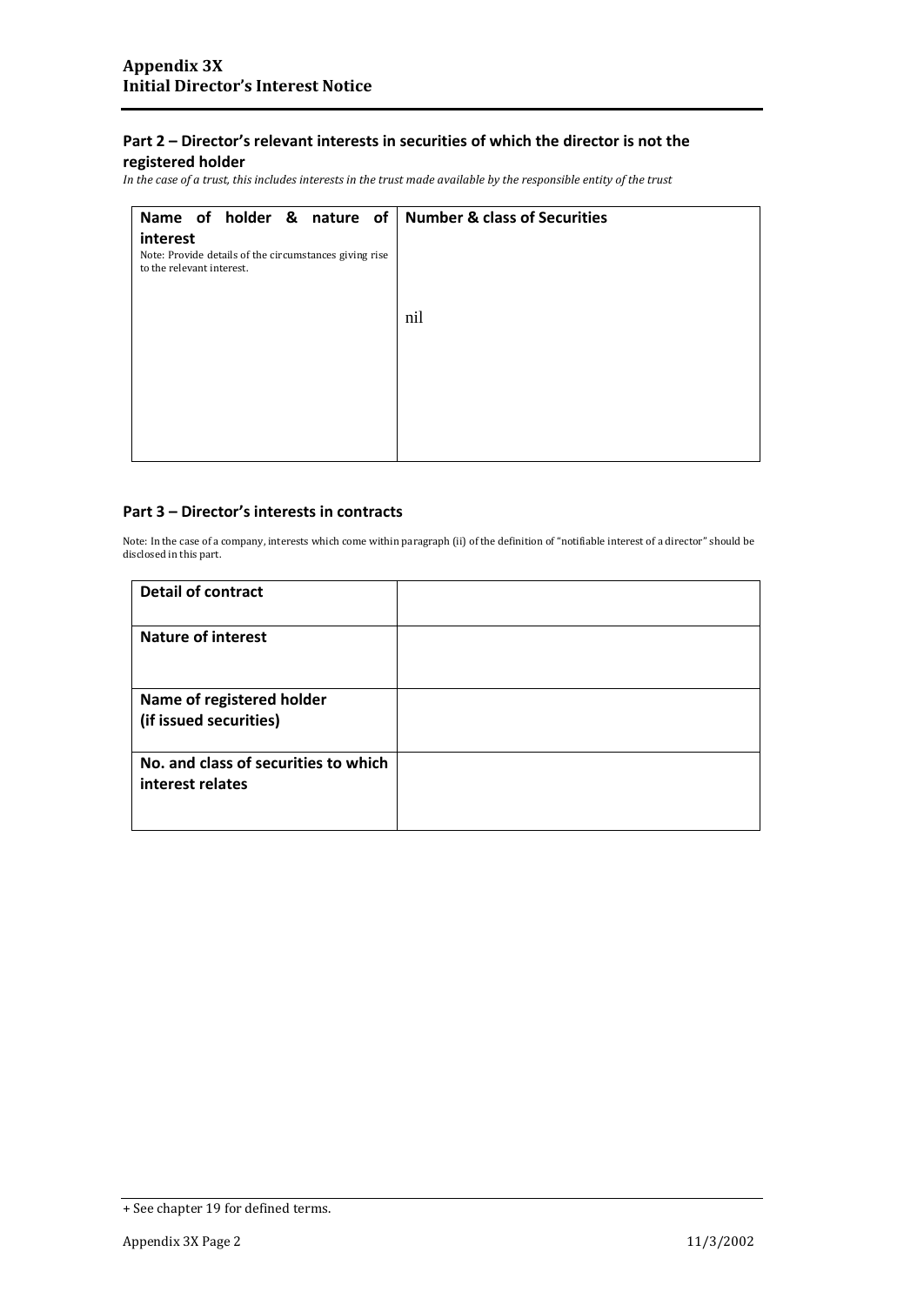## Part 2 – Director's relevant interests in securities of which the director is not the registered holder

*In the case of a trust, this includes interests in the trust made available by the responsible entity of the trust*

| **Name of holder & nature of interest**<br>Note: Provide details of the circumstances giving rise to the relevant interest. | **Number & class of Securities** |
|---|---|
| | nil |

## Part 3 – Director's interests in contracts

Note: In the case of a company, interests which come within paragraph (ii) of the definition of "notifiable interest of a director" should be disclosed in this part.

| | |
|---|---|
| **Detail of contract** | |
| **Nature of interest** | |
| **Name of registered holder (if issued securities)** | |
| **No. and class of securities to which interest relates** | |

+ See chapter 19 for defined terms.